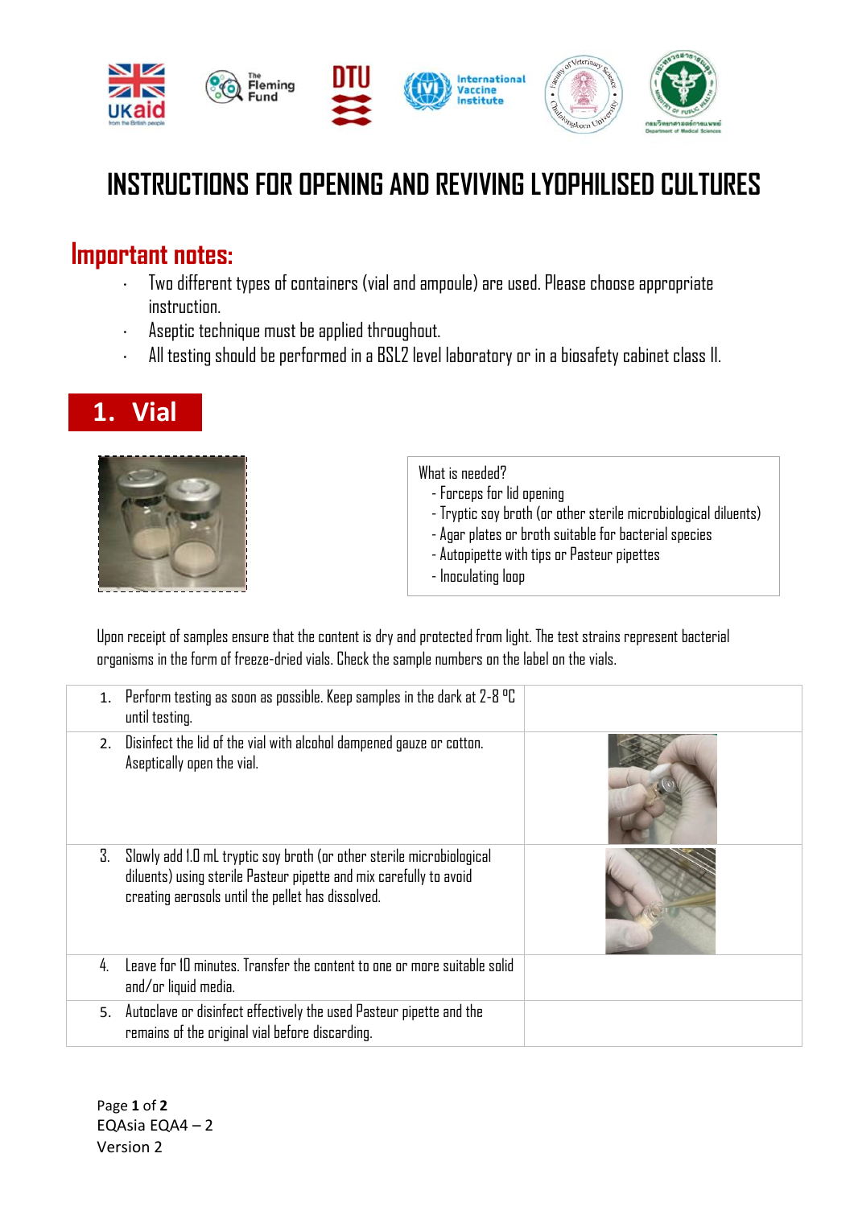# INSTRUCTIONS FOR OPENING AND REVIVING LYOPHILISED CULTURES

## Important notes:

- Two different types of containers (vial and ampoule) are used. Please choose appropriate instruction.
- Aseptic technique must be applied throughout.
- All testing should be performed in a BSL2 level laboratory or in a biosafety cabinet class II.

## 1. Vial

What is needed?
- Forceps for lid opening
- Tryptic soy broth (or other sterile microbiological diluents)
- Agar plates or broth suitable for bacterial species
- Autopipette with tips or Pasteur pipettes
- Inoculating loop

Upon receipt of samples ensure that the content is dry and protected from light. The test strains represent bacterial organisms in the form of freeze-dried vials. Check the sample numbers on the label on the vials.

| | |
|---|---|
| 1. Perform testing as soon as possible. Keep samples in the dark at 2-8 °C until testing. | |
| 2. Disinfect the lid of the vial with alcohol dampened gauze or cotton. Aseptically open the vial. | |
| 3. Slowly add 1.0 mL tryptic soy broth (or other sterile microbiological diluents) using sterile Pasteur pipette and mix carefully to avoid creating aerosols until the pellet has dissolved. | |
| 4. Leave for 10 minutes. Transfer the content to one or more suitable solid and/or liquid media. | |
| 5. Autoclave or disinfect effectively the used Pasteur pipette and the remains of the original vial before discarding. | |

EQAsia EQA4 – 2
Version 2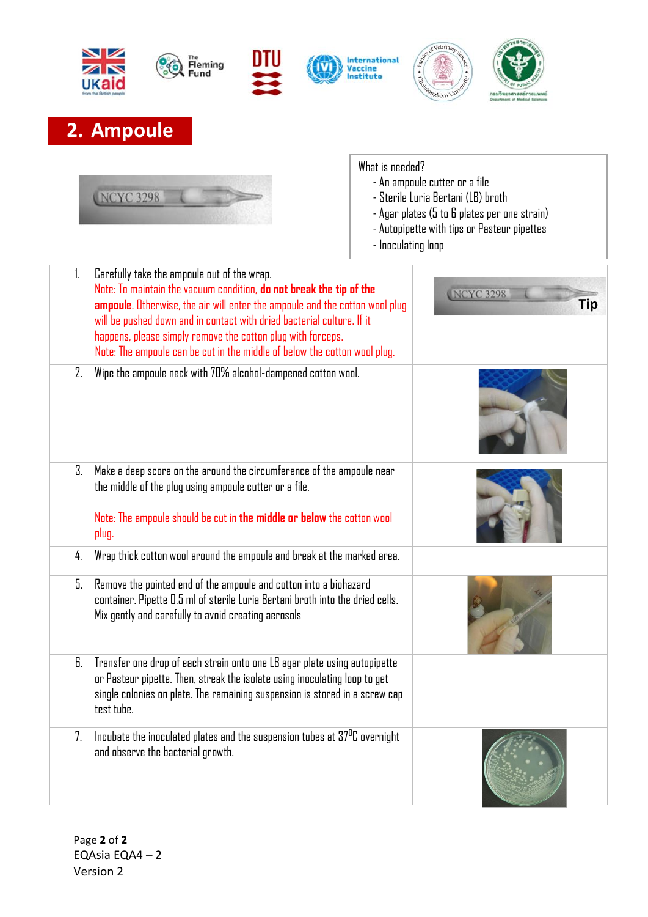## 2. Ampoule

What is needed?
- An ampoule cutter or a file
- Sterile Luria Bertani (LB) broth
- Agar plates (5 to 6 plates per one strain)
- Autopipette with tips or Pasteur pipettes
- Inoculating loop

| | |
|---|---|
| 1. Carefully take the ampoule out of the wrap. Note: To maintain the vacuum condition, **do not break the tip of the ampoule**. Otherwise, the air will enter the ampoule and the cotton wool plug will be pushed down and in contact with dried bacterial culture. If it happens, please simply remove the cotton plug with forceps. Note: The ampoule can be cut in the middle of below the cotton wool plug. | Tip |
| 2. Wipe the ampoule neck with 70% alcohol-dampened cotton wool. | |
| 3. Make a deep score on the around the circumference of the ampoule near the middle of the plug using ampoule cutter or a file. Note: The ampoule should be cut in **the middle or below** the cotton wool plug. | |
| 4. Wrap thick cotton wool around the ampoule and break at the marked area. | |
| 5. Remove the pointed end of the ampoule and cotton into a biohazard container. Pipette 0.5 ml of sterile Luria Bertani broth into the dried cells. Mix gently and carefully to avoid creating aerosols | |
| 6. Transfer one drop of each strain onto one LB agar plate using autopipette or Pasteur pipette. Then, streak the isolate using inoculating loop to get single colonies on plate. The remaining suspension is stored in a screw cap test tube. | |
| 7. Incubate the inoculated plates and the suspension tubes at 37$^{0}$C overnight and observe the bacterial growth. | |

EQAsia EQA4 – 2
Version 2